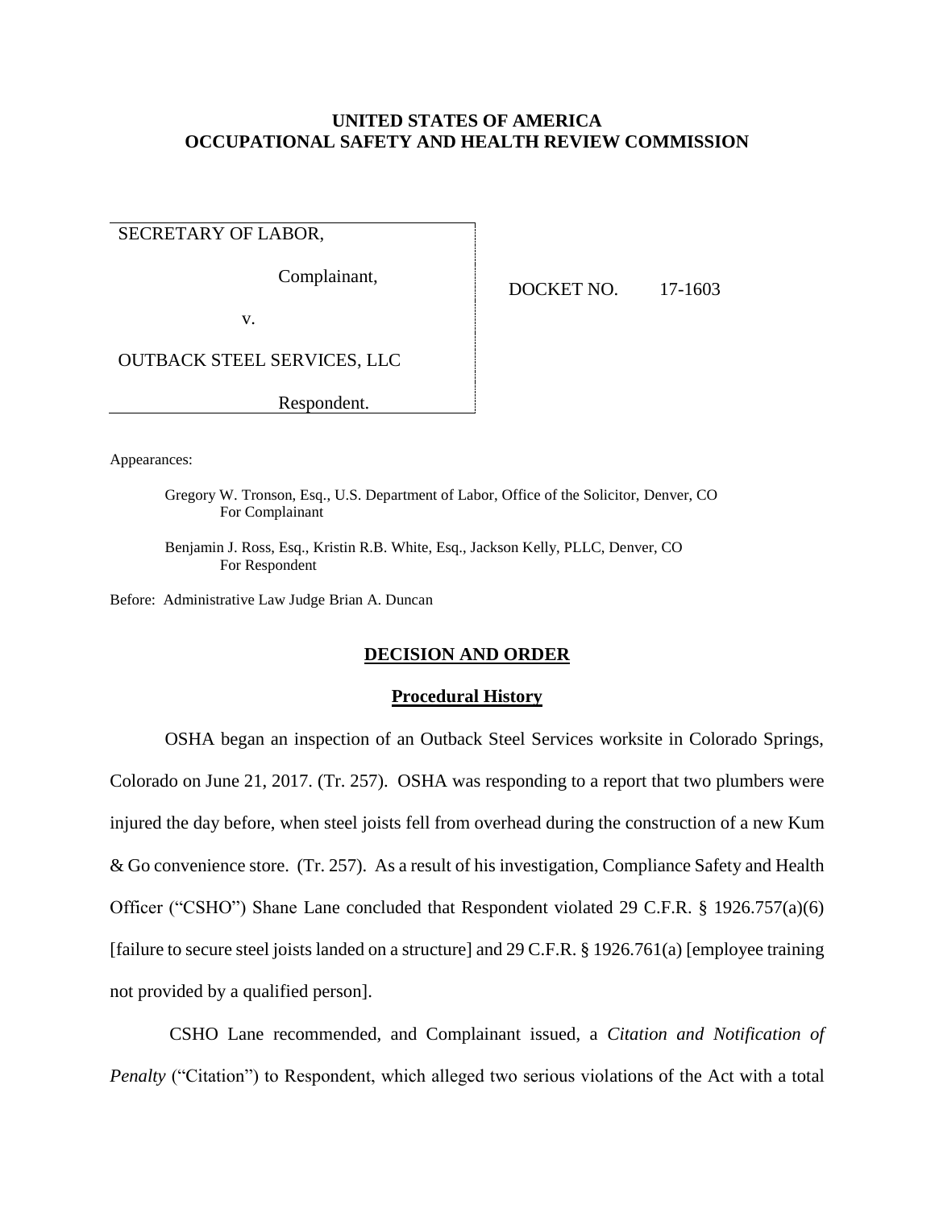**UNITED STATES OF AMERICA**
**OCCUPATIONAL SAFETY AND HEALTH REVIEW COMMISSION**

| | |
|---|---|
| SECRETARY OF LABOR,<br><br>Complainant,<br><br>v.<br><br>OUTBACK STEEL SERVICES, LLC<br><br>Respondent. | DOCKET NO. 17-1603 |

Appearances:

Gregory W. Tronson, Esq., U.S. Department of Labor, Office of the Solicitor, Denver, CO
For Complainant

Benjamin J. Ross, Esq., Kristin R.B. White, Esq., Jackson Kelly, PLLC, Denver, CO
For Respondent

Before: Administrative Law Judge Brian A. Duncan

## DECISION AND ORDER

### Procedural History

OSHA began an inspection of an Outback Steel Services worksite in Colorado Springs, Colorado on June 21, 2017. (Tr. 257). OSHA was responding to a report that two plumbers were injured the day before, when steel joists fell from overhead during the construction of a new Kum & Go convenience store. (Tr. 257). As a result of his investigation, Compliance Safety and Health Officer ("CSHO") Shane Lane concluded that Respondent violated 29 C.F.R. § 1926.757(a)(6) [failure to secure steel joists landed on a structure] and 29 C.F.R. § 1926.761(a) [employee training not provided by a qualified person].

CSHO Lane recommended, and Complainant issued, a *Citation and Notification of Penalty* ("Citation") to Respondent, which alleged two serious violations of the Act with a total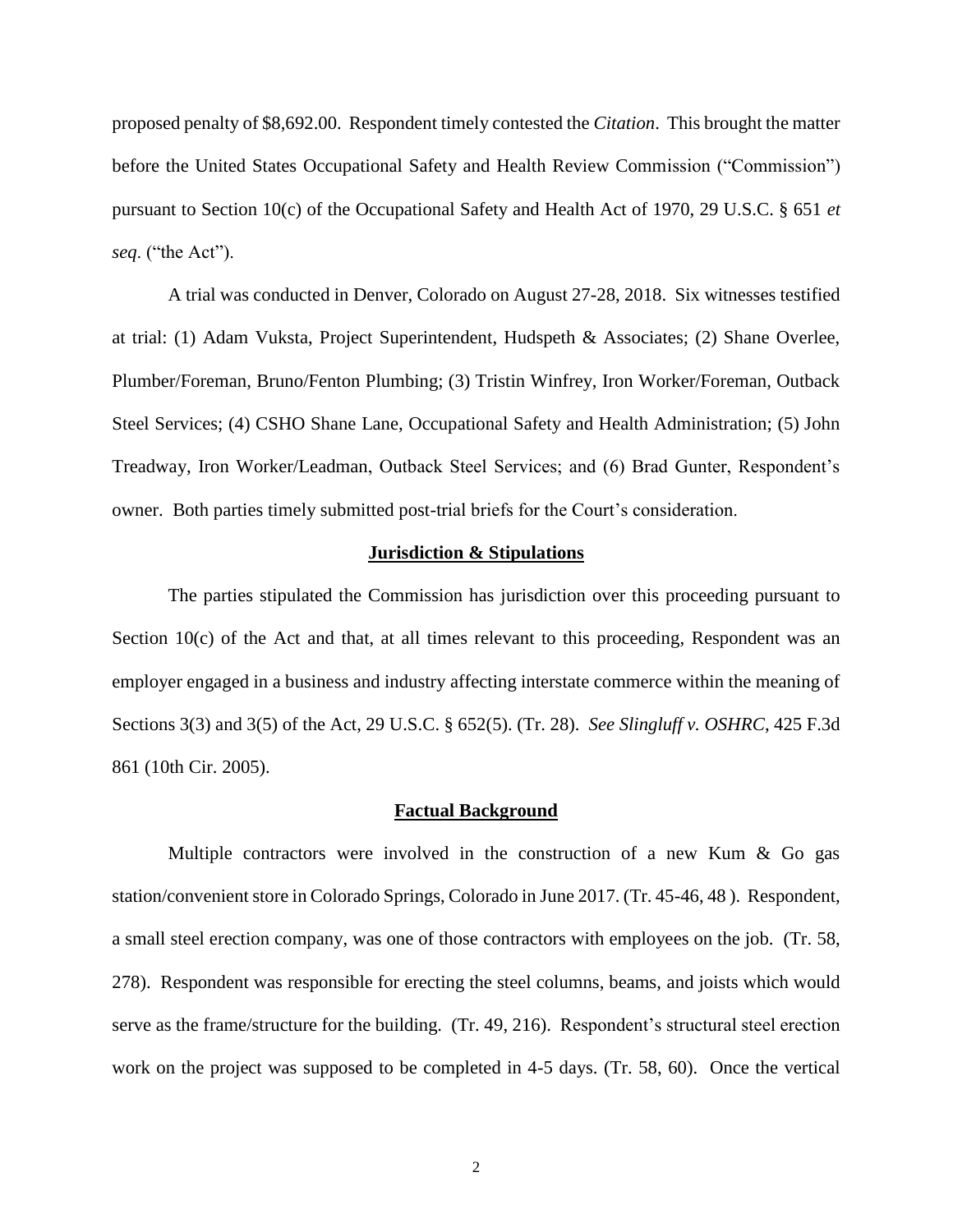proposed penalty of $8,692.00. Respondent timely contested the *Citation*. This brought the matter before the United States Occupational Safety and Health Review Commission ("Commission") pursuant to Section 10(c) of the Occupational Safety and Health Act of 1970, 29 U.S.C. § 651 *et seq*. ("the Act").

A trial was conducted in Denver, Colorado on August 27-28, 2018. Six witnesses testified at trial: (1) Adam Vuksta, Project Superintendent, Hudspeth & Associates; (2) Shane Overlee, Plumber/Foreman, Bruno/Fenton Plumbing; (3) Tristin Winfrey, Iron Worker/Foreman, Outback Steel Services; (4) CSHO Shane Lane, Occupational Safety and Health Administration; (5) John Treadway, Iron Worker/Leadman, Outback Steel Services; and (6) Brad Gunter, Respondent's owner. Both parties timely submitted post-trial briefs for the Court's consideration.

## Jurisdiction & Stipulations

The parties stipulated the Commission has jurisdiction over this proceeding pursuant to Section 10(c) of the Act and that, at all times relevant to this proceeding, Respondent was an employer engaged in a business and industry affecting interstate commerce within the meaning of Sections 3(3) and 3(5) of the Act, 29 U.S.C. § 652(5). (Tr. 28). *See Slingluff v. OSHRC*, 425 F.3d 861 (10th Cir. 2005).

## Factual Background

Multiple contractors were involved in the construction of a new Kum & Go gas station/convenient store in Colorado Springs, Colorado in June 2017. (Tr. 45-46, 48 ). Respondent, a small steel erection company, was one of those contractors with employees on the job. (Tr. 58, 278). Respondent was responsible for erecting the steel columns, beams, and joists which would serve as the frame/structure for the building. (Tr. 49, 216). Respondent's structural steel erection work on the project was supposed to be completed in 4-5 days. (Tr. 58, 60). Once the vertical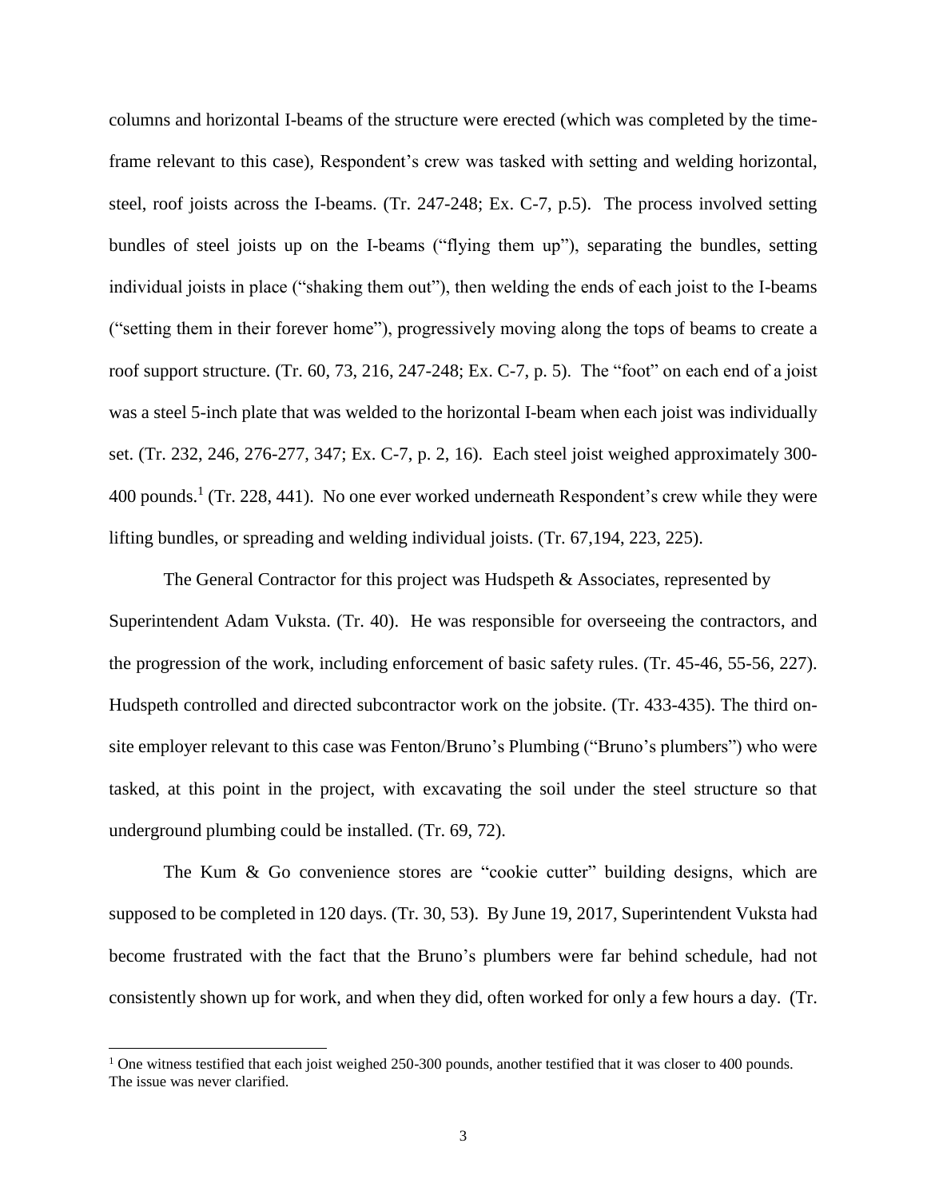columns and horizontal I-beams of the structure were erected (which was completed by the time-frame relevant to this case), Respondent's crew was tasked with setting and welding horizontal, steel, roof joists across the I-beams. (Tr. 247-248; Ex. C-7, p.5). The process involved setting bundles of steel joists up on the I-beams ("flying them up"), separating the bundles, setting individual joists in place ("shaking them out"), then welding the ends of each joist to the I-beams ("setting them in their forever home"), progressively moving along the tops of beams to create a roof support structure. (Tr. 60, 73, 216, 247-248; Ex. C-7, p. 5). The "foot" on each end of a joist was a steel 5-inch plate that was welded to the horizontal I-beam when each joist was individually set. (Tr. 232, 246, 276-277, 347; Ex. C-7, p. 2, 16). Each steel joist weighed approximately 300-400 pounds.[1] (Tr. 228, 441). No one ever worked underneath Respondent's crew while they were lifting bundles, or spreading and welding individual joists. (Tr. 67,194, 223, 225).

The General Contractor for this project was Hudspeth & Associates, represented by Superintendent Adam Vuksta. (Tr. 40). He was responsible for overseeing the contractors, and the progression of the work, including enforcement of basic safety rules. (Tr. 45-46, 55-56, 227). Hudspeth controlled and directed subcontractor work on the jobsite. (Tr. 433-435). The third on-site employer relevant to this case was Fenton/Bruno's Plumbing ("Bruno's plumbers") who were tasked, at this point in the project, with excavating the soil under the steel structure so that underground plumbing could be installed. (Tr. 69, 72).

The Kum & Go convenience stores are "cookie cutter" building designs, which are supposed to be completed in 120 days. (Tr. 30, 53). By June 19, 2017, Superintendent Vuksta had become frustrated with the fact that the Bruno's plumbers were far behind schedule, had not consistently shown up for work, and when they did, often worked for only a few hours a day. (Tr.

[1] One witness testified that each joist weighed 250-300 pounds, another testified that it was closer to 400 pounds. The issue was never clarified.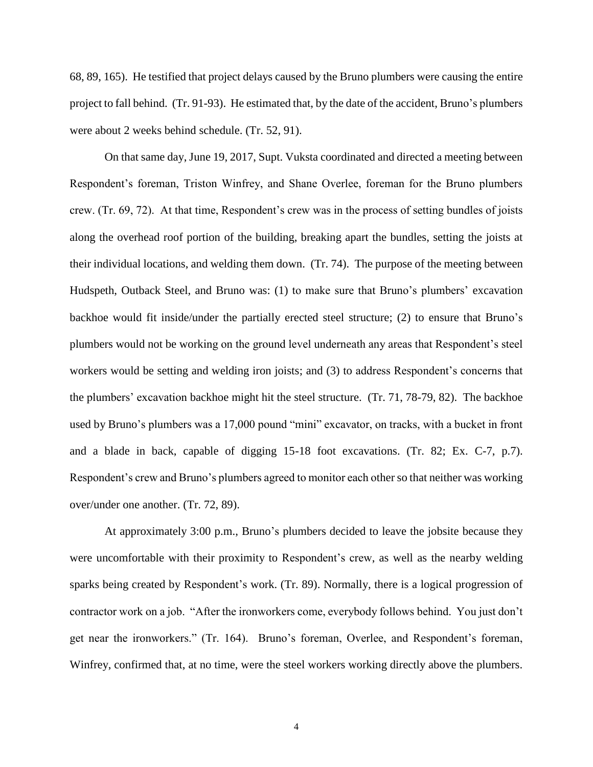68, 89, 165). He testified that project delays caused by the Bruno plumbers were causing the entire project to fall behind. (Tr. 91-93). He estimated that, by the date of the accident, Bruno's plumbers were about 2 weeks behind schedule. (Tr. 52, 91).

On that same day, June 19, 2017, Supt. Vuksta coordinated and directed a meeting between Respondent's foreman, Triston Winfrey, and Shane Overlee, foreman for the Bruno plumbers crew. (Tr. 69, 72). At that time, Respondent's crew was in the process of setting bundles of joists along the overhead roof portion of the building, breaking apart the bundles, setting the joists at their individual locations, and welding them down. (Tr. 74). The purpose of the meeting between Hudspeth, Outback Steel, and Bruno was: (1) to make sure that Bruno's plumbers' excavation backhoe would fit inside/under the partially erected steel structure; (2) to ensure that Bruno's plumbers would not be working on the ground level underneath any areas that Respondent's steel workers would be setting and welding iron joists; and (3) to address Respondent's concerns that the plumbers' excavation backhoe might hit the steel structure. (Tr. 71, 78-79, 82). The backhoe used by Bruno's plumbers was a 17,000 pound "mini" excavator, on tracks, with a bucket in front and a blade in back, capable of digging 15-18 foot excavations. (Tr. 82; Ex. C-7, p.7). Respondent's crew and Bruno's plumbers agreed to monitor each other so that neither was working over/under one another. (Tr. 72, 89).

At approximately 3:00 p.m., Bruno's plumbers decided to leave the jobsite because they were uncomfortable with their proximity to Respondent's crew, as well as the nearby welding sparks being created by Respondent's work. (Tr. 89). Normally, there is a logical progression of contractor work on a job. "After the ironworkers come, everybody follows behind. You just don't get near the ironworkers." (Tr. 164). Bruno's foreman, Overlee, and Respondent's foreman, Winfrey, confirmed that, at no time, were the steel workers working directly above the plumbers.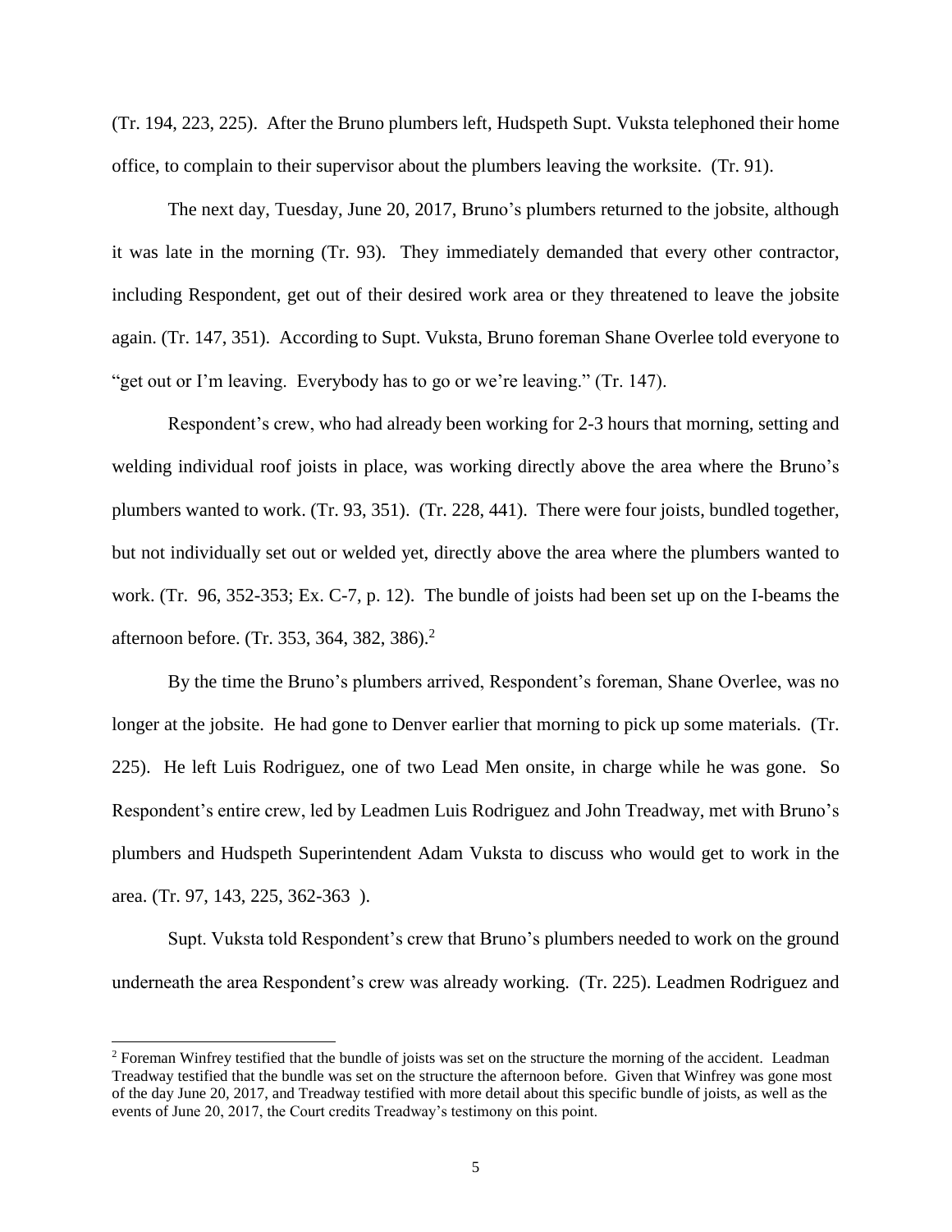(Tr. 194, 223, 225). After the Bruno plumbers left, Hudspeth Supt. Vuksta telephoned their home office, to complain to their supervisor about the plumbers leaving the worksite. (Tr. 91).

The next day, Tuesday, June 20, 2017, Bruno's plumbers returned to the jobsite, although it was late in the morning (Tr. 93). They immediately demanded that every other contractor, including Respondent, get out of their desired work area or they threatened to leave the jobsite again. (Tr. 147, 351). According to Supt. Vuksta, Bruno foreman Shane Overlee told everyone to "get out or I'm leaving. Everybody has to go or we're leaving." (Tr. 147).

Respondent's crew, who had already been working for 2-3 hours that morning, setting and welding individual roof joists in place, was working directly above the area where the Bruno's plumbers wanted to work. (Tr. 93, 351). (Tr. 228, 441). There were four joists, bundled together, but not individually set out or welded yet, directly above the area where the plumbers wanted to work. (Tr. 96, 352-353; Ex. C-7, p. 12). The bundle of joists had been set up on the I-beams the afternoon before. (Tr. 353, 364, 382, 386).[2]

By the time the Bruno's plumbers arrived, Respondent's foreman, Shane Overlee, was no longer at the jobsite. He had gone to Denver earlier that morning to pick up some materials. (Tr. 225). He left Luis Rodriguez, one of two Lead Men onsite, in charge while he was gone. So Respondent's entire crew, led by Leadmen Luis Rodriguez and John Treadway, met with Bruno's plumbers and Hudspeth Superintendent Adam Vuksta to discuss who would get to work in the area. (Tr. 97, 143, 225, 362-363 ).

Supt. Vuksta told Respondent's crew that Bruno's plumbers needed to work on the ground underneath the area Respondent's crew was already working. (Tr. 225). Leadmen Rodriguez and

---

[2] Foreman Winfrey testified that the bundle of joists was set on the structure the morning of the accident. Leadman Treadway testified that the bundle was set on the structure the afternoon before. Given that Winfrey was gone most of the day June 20, 2017, and Treadway testified with more detail about this specific bundle of joists, as well as the events of June 20, 2017, the Court credits Treadway's testimony on this point.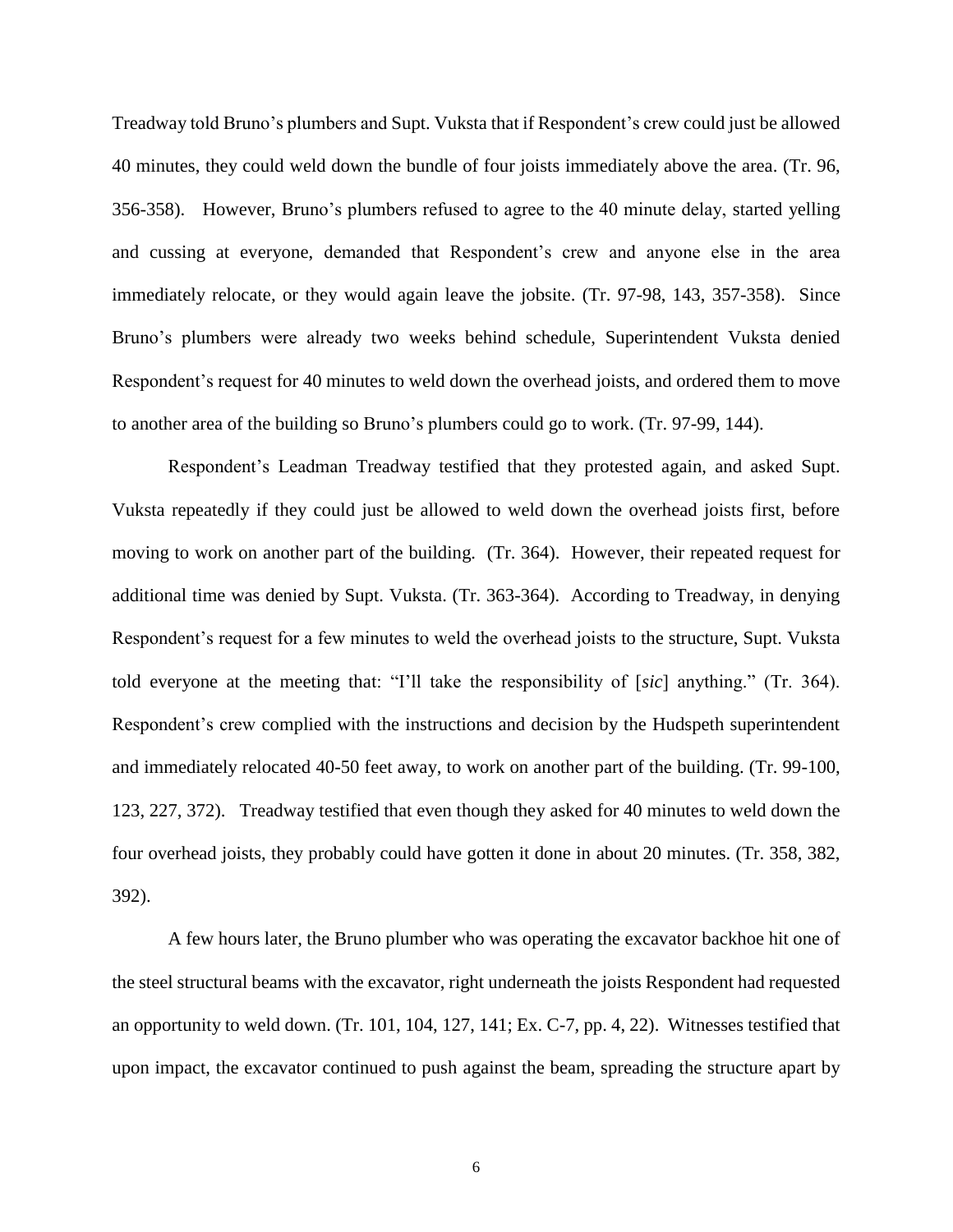Treadway told Bruno's plumbers and Supt. Vuksta that if Respondent's crew could just be allowed 40 minutes, they could weld down the bundle of four joists immediately above the area. (Tr. 96, 356-358). However, Bruno's plumbers refused to agree to the 40 minute delay, started yelling and cussing at everyone, demanded that Respondent's crew and anyone else in the area immediately relocate, or they would again leave the jobsite. (Tr. 97-98, 143, 357-358). Since Bruno's plumbers were already two weeks behind schedule, Superintendent Vuksta denied Respondent's request for 40 minutes to weld down the overhead joists, and ordered them to move to another area of the building so Bruno's plumbers could go to work. (Tr. 97-99, 144).

Respondent's Leadman Treadway testified that they protested again, and asked Supt. Vuksta repeatedly if they could just be allowed to weld down the overhead joists first, before moving to work on another part of the building. (Tr. 364). However, their repeated request for additional time was denied by Supt. Vuksta. (Tr. 363-364). According to Treadway, in denying Respondent's request for a few minutes to weld the overhead joists to the structure, Supt. Vuksta told everyone at the meeting that: "I'll take the responsibility of [*sic*] anything." (Tr. 364). Respondent's crew complied with the instructions and decision by the Hudspeth superintendent and immediately relocated 40-50 feet away, to work on another part of the building. (Tr. 99-100, 123, 227, 372). Treadway testified that even though they asked for 40 minutes to weld down the four overhead joists, they probably could have gotten it done in about 20 minutes. (Tr. 358, 382, 392).

A few hours later, the Bruno plumber who was operating the excavator backhoe hit one of the steel structural beams with the excavator, right underneath the joists Respondent had requested an opportunity to weld down. (Tr. 101, 104, 127, 141; Ex. C-7, pp. 4, 22). Witnesses testified that upon impact, the excavator continued to push against the beam, spreading the structure apart by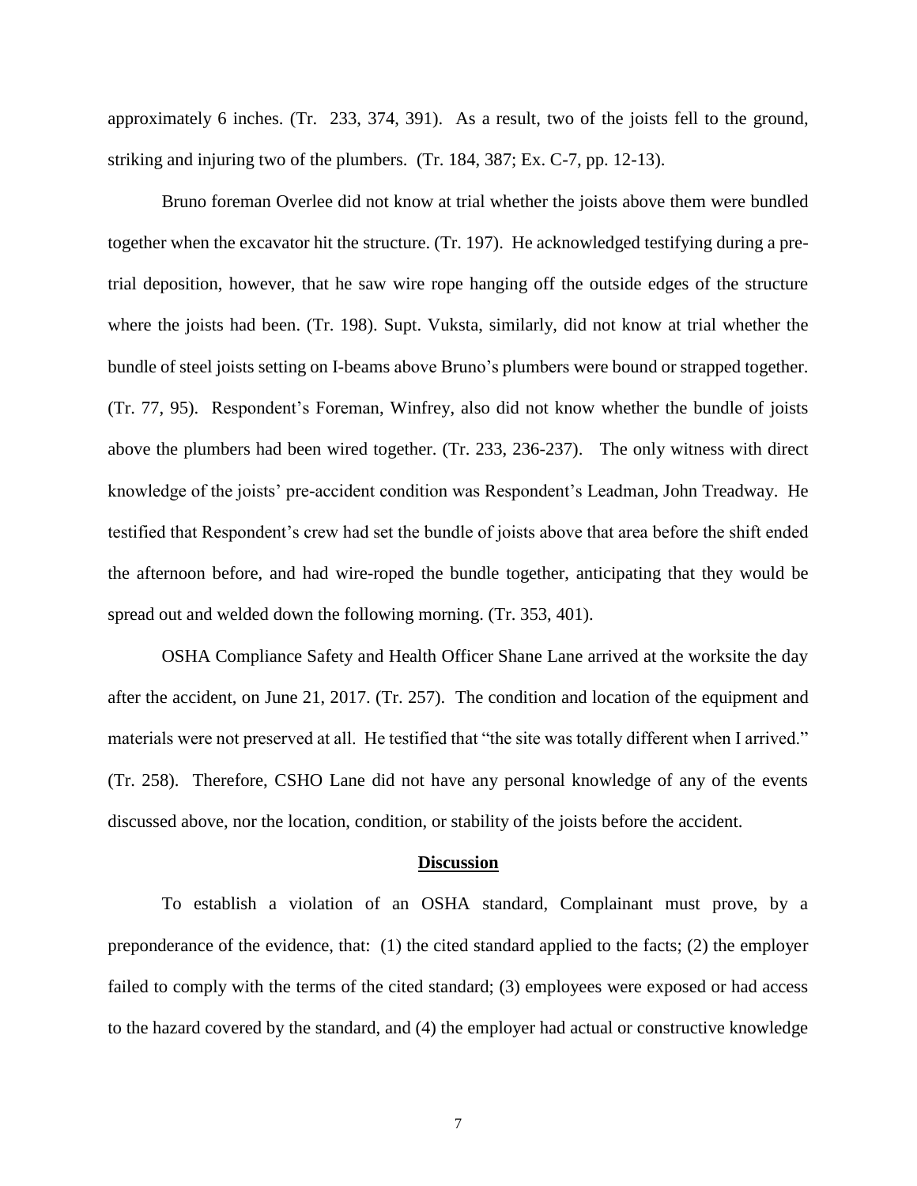approximately 6 inches. (Tr. 233, 374, 391). As a result, two of the joists fell to the ground, striking and injuring two of the plumbers. (Tr. 184, 387; Ex. C-7, pp. 12-13).

Bruno foreman Overlee did not know at trial whether the joists above them were bundled together when the excavator hit the structure. (Tr. 197). He acknowledged testifying during a pre-trial deposition, however, that he saw wire rope hanging off the outside edges of the structure where the joists had been. (Tr. 198). Supt. Vuksta, similarly, did not know at trial whether the bundle of steel joists setting on I-beams above Bruno's plumbers were bound or strapped together. (Tr. 77, 95). Respondent's Foreman, Winfrey, also did not know whether the bundle of joists above the plumbers had been wired together. (Tr. 233, 236-237). The only witness with direct knowledge of the joists' pre-accident condition was Respondent's Leadman, John Treadway. He testified that Respondent's crew had set the bundle of joists above that area before the shift ended the afternoon before, and had wire-roped the bundle together, anticipating that they would be spread out and welded down the following morning. (Tr. 353, 401).

OSHA Compliance Safety and Health Officer Shane Lane arrived at the worksite the day after the accident, on June 21, 2017. (Tr. 257). The condition and location of the equipment and materials were not preserved at all. He testified that "the site was totally different when I arrived." (Tr. 258). Therefore, CSHO Lane did not have any personal knowledge of any of the events discussed above, nor the location, condition, or stability of the joists before the accident.

## Discussion

To establish a violation of an OSHA standard, Complainant must prove, by a preponderance of the evidence, that: (1) the cited standard applied to the facts; (2) the employer failed to comply with the terms of the cited standard; (3) employees were exposed or had access to the hazard covered by the standard, and (4) the employer had actual or constructive knowledge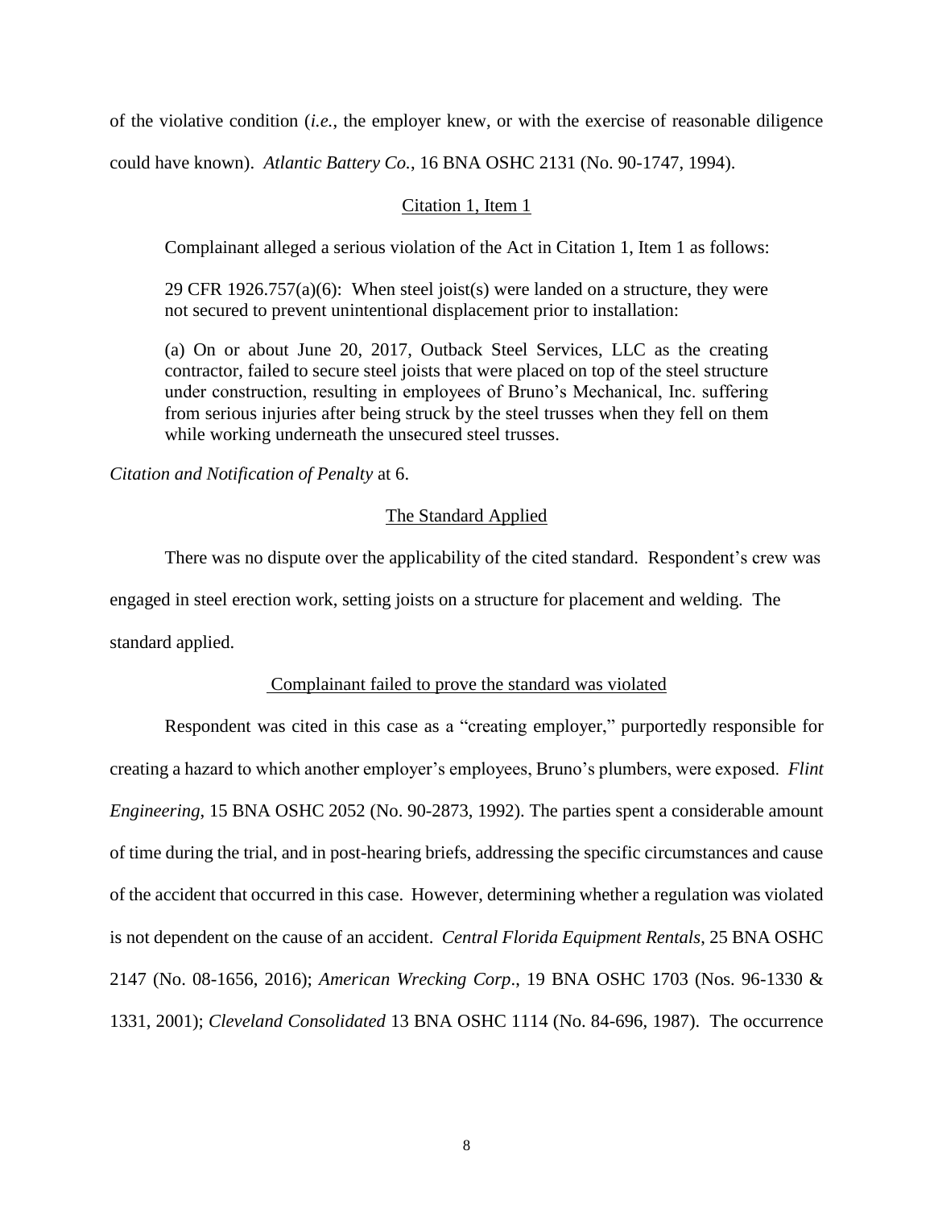of the violative condition (*i.e.*, the employer knew, or with the exercise of reasonable diligence could have known). *Atlantic Battery Co.*, 16 BNA OSHC 2131 (No. 90-1747, 1994).

## Citation 1, Item 1

Complainant alleged a serious violation of the Act in Citation 1, Item 1 as follows:

> 29 CFR 1926.757(a)(6): When steel joist(s) were landed on a structure, they were not secured to prevent unintentional displacement prior to installation:
>
> (a) On or about June 20, 2017, Outback Steel Services, LLC as the creating contractor, failed to secure steel joists that were placed on top of the steel structure under construction, resulting in employees of Bruno's Mechanical, Inc. suffering from serious injuries after being struck by the steel trusses when they fell on them while working underneath the unsecured steel trusses.

*Citation and Notification of Penalty* at 6.

### The Standard Applied

There was no dispute over the applicability of the cited standard. Respondent's crew was engaged in steel erection work, setting joists on a structure for placement and welding. The standard applied.

### Complainant failed to prove the standard was violated

Respondent was cited in this case as a "creating employer," purportedly responsible for creating a hazard to which another employer's employees, Bruno's plumbers, were exposed. *Flint Engineering*, 15 BNA OSHC 2052 (No. 90-2873, 1992). The parties spent a considerable amount of time during the trial, and in post-hearing briefs, addressing the specific circumstances and cause of the accident that occurred in this case. However, determining whether a regulation was violated is not dependent on the cause of an accident. *Central Florida Equipment Rentals*, 25 BNA OSHC 2147 (No. 08-1656, 2016); *American Wrecking Corp*., 19 BNA OSHC 1703 (Nos. 96-1330 & 1331, 2001); *Cleveland Consolidated* 13 BNA OSHC 1114 (No. 84-696, 1987). The occurrence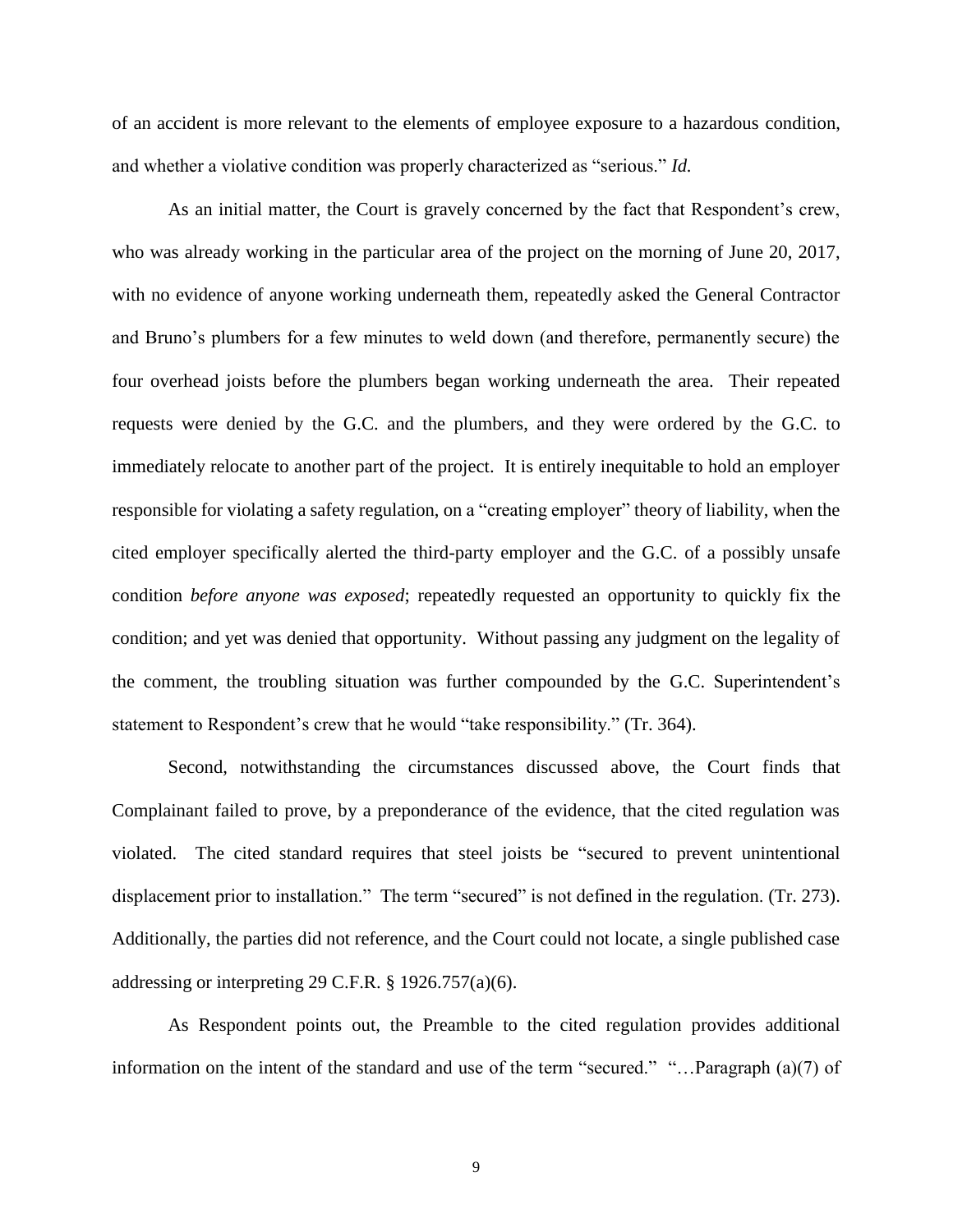of an accident is more relevant to the elements of employee exposure to a hazardous condition, and whether a violative condition was properly characterized as "serious." *Id.*

As an initial matter, the Court is gravely concerned by the fact that Respondent's crew, who was already working in the particular area of the project on the morning of June 20, 2017, with no evidence of anyone working underneath them, repeatedly asked the General Contractor and Bruno's plumbers for a few minutes to weld down (and therefore, permanently secure) the four overhead joists before the plumbers began working underneath the area. Their repeated requests were denied by the G.C. and the plumbers, and they were ordered by the G.C. to immediately relocate to another part of the project. It is entirely inequitable to hold an employer responsible for violating a safety regulation, on a "creating employer" theory of liability, when the cited employer specifically alerted the third-party employer and the G.C. of a possibly unsafe condition *before anyone was exposed*; repeatedly requested an opportunity to quickly fix the condition; and yet was denied that opportunity. Without passing any judgment on the legality of the comment, the troubling situation was further compounded by the G.C. Superintendent's statement to Respondent's crew that he would "take responsibility." (Tr. 364).

Second, notwithstanding the circumstances discussed above, the Court finds that Complainant failed to prove, by a preponderance of the evidence, that the cited regulation was violated. The cited standard requires that steel joists be "secured to prevent unintentional displacement prior to installation." The term "secured" is not defined in the regulation. (Tr. 273). Additionally, the parties did not reference, and the Court could not locate, a single published case addressing or interpreting 29 C.F.R. § 1926.757(a)(6).

As Respondent points out, the Preamble to the cited regulation provides additional information on the intent of the standard and use of the term "secured." "…Paragraph (a)(7) of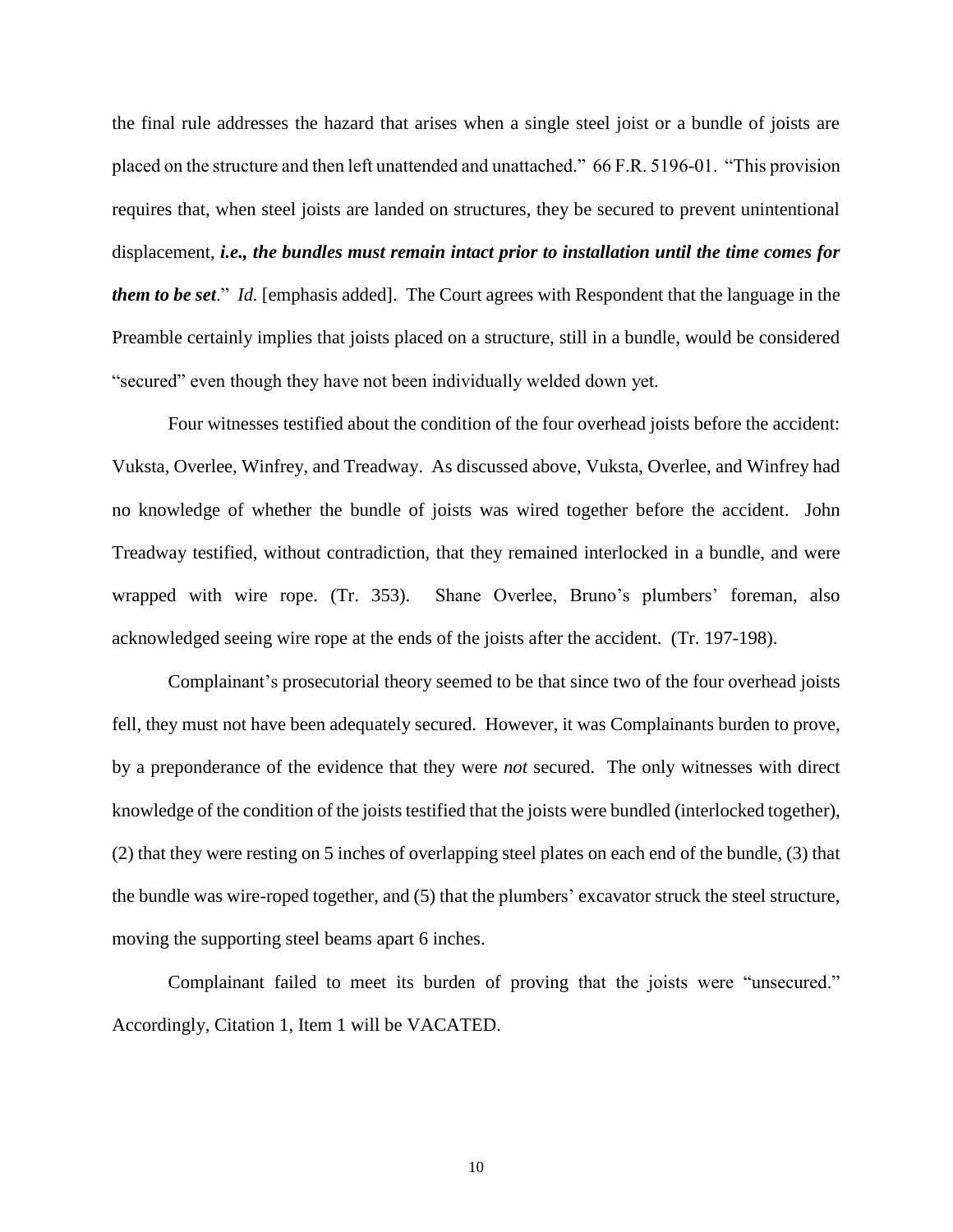the final rule addresses the hazard that arises when a single steel joist or a bundle of joists are placed on the structure and then left unattended and unattached." 66 F.R. 5196-01. "This provision requires that, when steel joists are landed on structures, they be secured to prevent unintentional displacement, ***i.e., the bundles must remain intact prior to installation until the time comes for them to be set***." *Id.* [emphasis added]. The Court agrees with Respondent that the language in the Preamble certainly implies that joists placed on a structure, still in a bundle, would be considered "secured" even though they have not been individually welded down yet.

Four witnesses testified about the condition of the four overhead joists before the accident: Vuksta, Overlee, Winfrey, and Treadway. As discussed above, Vuksta, Overlee, and Winfrey had no knowledge of whether the bundle of joists was wired together before the accident. John Treadway testified, without contradiction, that they remained interlocked in a bundle, and were wrapped with wire rope. (Tr. 353). Shane Overlee, Bruno's plumbers' foreman, also acknowledged seeing wire rope at the ends of the joists after the accident. (Tr. 197-198).

Complainant's prosecutorial theory seemed to be that since two of the four overhead joists fell, they must not have been adequately secured. However, it was Complainants burden to prove, by a preponderance of the evidence that they were *not* secured. The only witnesses with direct knowledge of the condition of the joists testified that the joists were bundled (interlocked together), (2) that they were resting on 5 inches of overlapping steel plates on each end of the bundle, (3) that the bundle was wire-roped together, and (5) that the plumbers' excavator struck the steel structure, moving the supporting steel beams apart 6 inches.

Complainant failed to meet its burden of proving that the joists were "unsecured." Accordingly, Citation 1, Item 1 will be VACATED.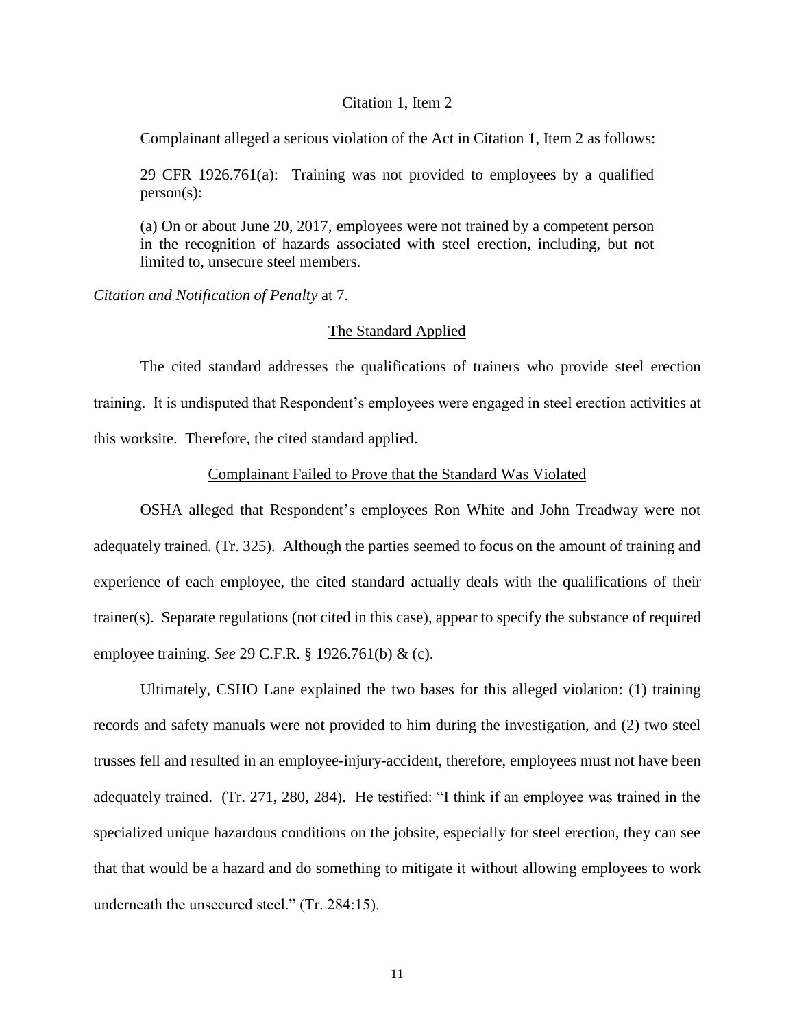## Citation 1, Item 2

Complainant alleged a serious violation of the Act in Citation 1, Item 2 as follows:

> 29 CFR 1926.761(a): Training was not provided to employees by a qualified person(s):
>
> (a) On or about June 20, 2017, employees were not trained by a competent person in the recognition of hazards associated with steel erection, including, but not limited to, unsecure steel members.

*Citation and Notification of Penalty* at 7.

### The Standard Applied

The cited standard addresses the qualifications of trainers who provide steel erection training. It is undisputed that Respondent's employees were engaged in steel erection activities at this worksite. Therefore, the cited standard applied.

### Complainant Failed to Prove that the Standard Was Violated

OSHA alleged that Respondent's employees Ron White and John Treadway were not adequately trained. (Tr. 325). Although the parties seemed to focus on the amount of training and experience of each employee, the cited standard actually deals with the qualifications of their trainer(s). Separate regulations (not cited in this case), appear to specify the substance of required employee training. *See* 29 C.F.R. § 1926.761(b) & (c).

Ultimately, CSHO Lane explained the two bases for this alleged violation: (1) training records and safety manuals were not provided to him during the investigation, and (2) two steel trusses fell and resulted in an employee-injury-accident, therefore, employees must not have been adequately trained. (Tr. 271, 280, 284). He testified: "I think if an employee was trained in the specialized unique hazardous conditions on the jobsite, especially for steel erection, they can see that that would be a hazard and do something to mitigate it without allowing employees to work underneath the unsecured steel." (Tr. 284:15).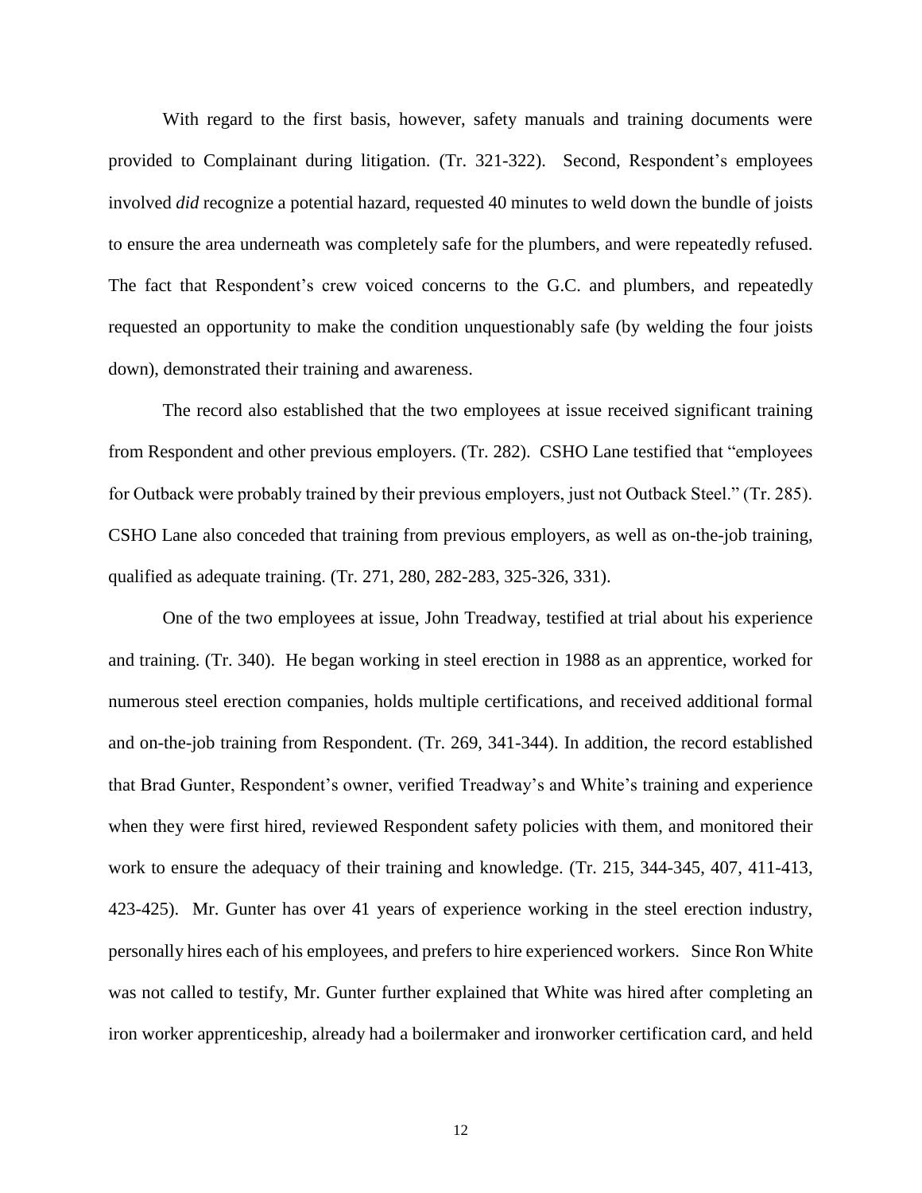With regard to the first basis, however, safety manuals and training documents were provided to Complainant during litigation. (Tr. 321-322). Second, Respondent's employees involved *did* recognize a potential hazard, requested 40 minutes to weld down the bundle of joists to ensure the area underneath was completely safe for the plumbers, and were repeatedly refused. The fact that Respondent's crew voiced concerns to the G.C. and plumbers, and repeatedly requested an opportunity to make the condition unquestionably safe (by welding the four joists down), demonstrated their training and awareness.

The record also established that the two employees at issue received significant training from Respondent and other previous employers. (Tr. 282). CSHO Lane testified that "employees for Outback were probably trained by their previous employers, just not Outback Steel." (Tr. 285). CSHO Lane also conceded that training from previous employers, as well as on-the-job training, qualified as adequate training. (Tr. 271, 280, 282-283, 325-326, 331).

One of the two employees at issue, John Treadway, testified at trial about his experience and training. (Tr. 340). He began working in steel erection in 1988 as an apprentice, worked for numerous steel erection companies, holds multiple certifications, and received additional formal and on-the-job training from Respondent. (Tr. 269, 341-344). In addition, the record established that Brad Gunter, Respondent's owner, verified Treadway's and White's training and experience when they were first hired, reviewed Respondent safety policies with them, and monitored their work to ensure the adequacy of their training and knowledge. (Tr. 215, 344-345, 407, 411-413, 423-425). Mr. Gunter has over 41 years of experience working in the steel erection industry, personally hires each of his employees, and prefers to hire experienced workers. Since Ron White was not called to testify, Mr. Gunter further explained that White was hired after completing an iron worker apprenticeship, already had a boilermaker and ironworker certification card, and held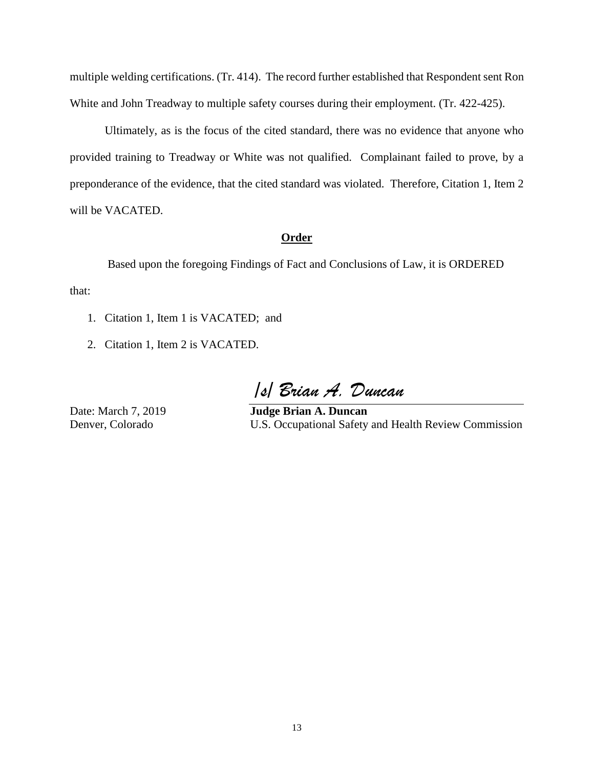multiple welding certifications. (Tr. 414). The record further established that Respondent sent Ron White and John Treadway to multiple safety courses during their employment. (Tr. 422-425).

Ultimately, as is the focus of the cited standard, there was no evidence that anyone who provided training to Treadway or White was not qualified. Complainant failed to prove, by a preponderance of the evidence, that the cited standard was violated. Therefore, Citation 1, Item 2 will be VACATED.

## **Order**

Based upon the foregoing Findings of Fact and Conclusions of Law, it is ORDERED that:

1. Citation 1, Item 1 is VACATED; and
2. Citation 1, Item 2 is VACATED.

*/s/ Brian A. Duncan*

Date: March 7, 2019
Denver, Colorado

**Judge Brian A. Duncan**
U.S. Occupational Safety and Health Review Commission